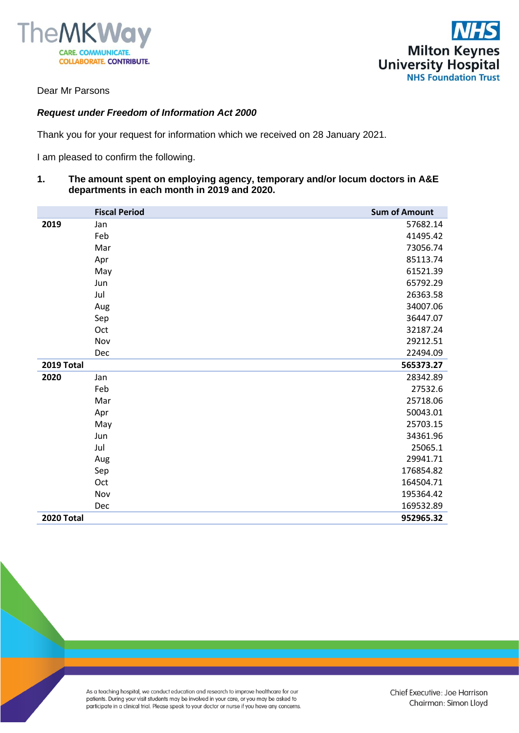Dear Mr Parsons

***Request under Freedom of Information Act 2000***

Thank you for your request for information which we received on 28 January 2021.

I am pleased to confirm the following.

**1. The amount spent on employing agency, temporary and/or locum doctors in A&E departments in each month in 2019 and 2020.**

| | Fiscal Period | Sum of Amount |
|---|---|---|
| **2019** | Jan | 57682.14 |
| | Feb | 41495.42 |
| | Mar | 73056.74 |
| | Apr | 85113.74 |
| | May | 61521.39 |
| | Jun | 65792.29 |
| | Jul | 26363.58 |
| | Aug | 34007.06 |
| | Sep | 36447.07 |
| | Oct | 32187.24 |
| | Nov | 29212.51 |
| | Dec | 22494.09 |
| **2019 Total** | | **565373.27** |
| **2020** | Jan | 28342.89 |
| | Feb | 27532.6 |
| | Mar | 25718.06 |
| | Apr | 50043.01 |
| | May | 25703.15 |
| | Jun | 34361.96 |
| | Jul | 25065.1 |
| | Aug | 29941.71 |
| | Sep | 176854.82 |
| | Oct | 164504.71 |
| | Nov | 195364.42 |
| | Dec | 169532.89 |
| **2020 Total** | | **952965.32** |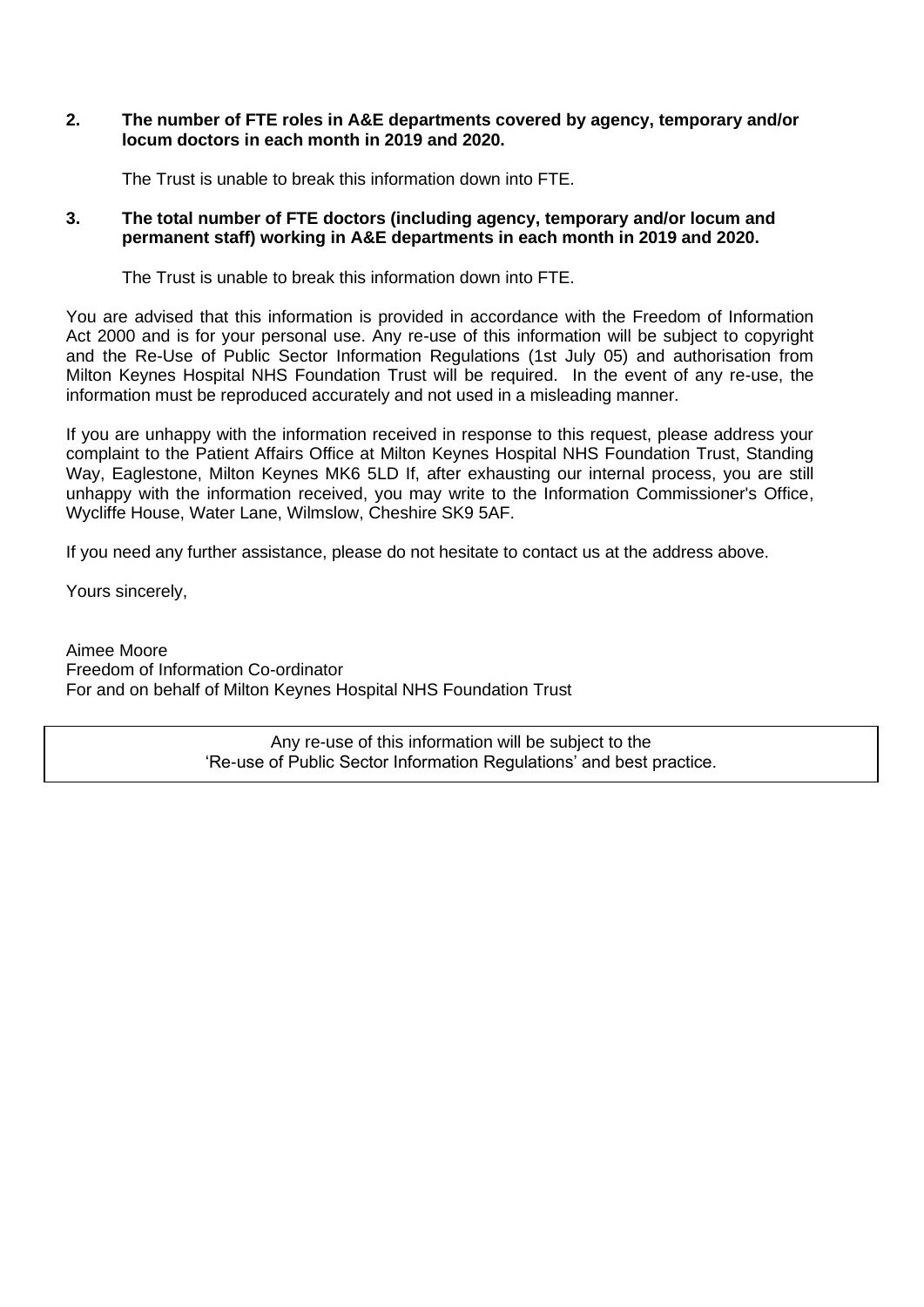**2. The number of FTE roles in A&E departments covered by agency, temporary and/or locum doctors in each month in 2019 and 2020.**

The Trust is unable to break this information down into FTE.

**3. The total number of FTE doctors (including agency, temporary and/or locum and permanent staff) working in A&E departments in each month in 2019 and 2020.**

The Trust is unable to break this information down into FTE.

You are advised that this information is provided in accordance with the Freedom of Information Act 2000 and is for your personal use. Any re-use of this information will be subject to copyright and the Re-Use of Public Sector Information Regulations (1st July 05) and authorisation from Milton Keynes Hospital NHS Foundation Trust will be required. In the event of any re-use, the information must be reproduced accurately and not used in a misleading manner.

If you are unhappy with the information received in response to this request, please address your complaint to the Patient Affairs Office at Milton Keynes Hospital NHS Foundation Trust, Standing Way, Eaglestone, Milton Keynes MK6 5LD If, after exhausting our internal process, you are still unhappy with the information received, you may write to the Information Commissioner's Office, Wycliffe House, Water Lane, Wilmslow, Cheshire SK9 5AF.

If you need any further assistance, please do not hesitate to contact us at the address above.

Yours sincerely,

Aimee Moore
Freedom of Information Co-ordinator
For and on behalf of Milton Keynes Hospital NHS Foundation Trust

Any re-use of this information will be subject to the
'Re-use of Public Sector Information Regulations' and best practice.